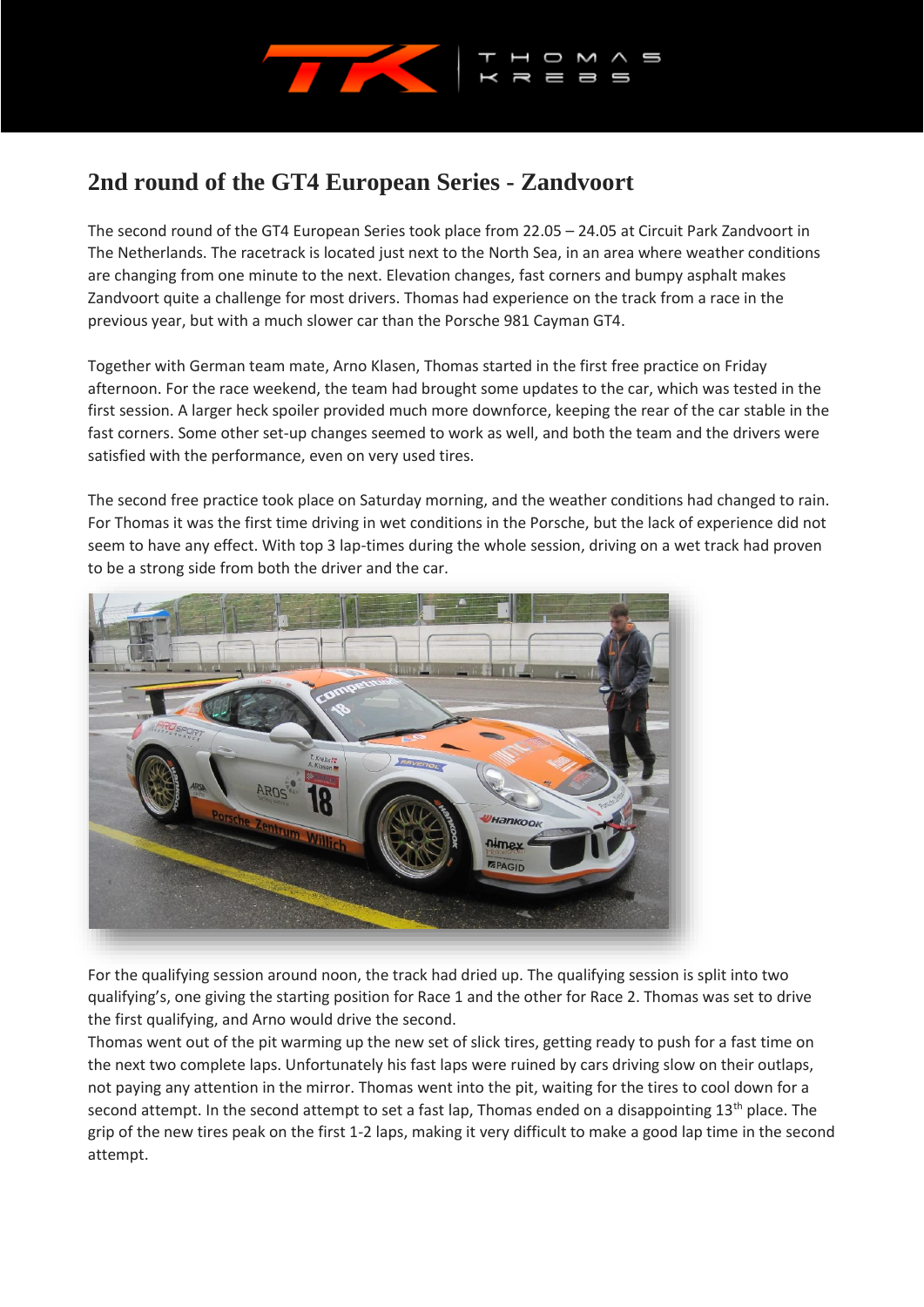## 2nd round of the GT4 European Series - Zandvoort

The second round of the GT4 European Series took place from 22.05 – 24.05 at Circuit Park Zandvoort in The Netherlands. The racetrack is located just next to the North Sea, in an area where weather conditions are changing from one minute to the next. Elevation changes, fast corners and bumpy asphalt makes Zandvoort quite a challenge for most drivers. Thomas had experience on the track from a race in the previous year, but with a much slower car than the Porsche 981 Cayman GT4.

Together with German team mate, Arno Klasen, Thomas started in the first free practice on Friday afternoon. For the race weekend, the team had brought some updates to the car, which was tested in the first session. A larger heck spoiler provided much more downforce, keeping the rear of the car stable in the fast corners. Some other set-up changes seemed to work as well, and both the team and the drivers were satisfied with the performance, even on very used tires.

The second free practice took place on Saturday morning, and the weather conditions had changed to rain. For Thomas it was the first time driving in wet conditions in the Porsche, but the lack of experience did not seem to have any effect. With top 3 lap-times during the whole session, driving on a wet track had proven to be a strong side from both the driver and the car.

For the qualifying session around noon, the track had dried up. The qualifying session is split into two qualifying's, one giving the starting position for Race 1 and the other for Race 2. Thomas was set to drive the first qualifying, and Arno would drive the second.
Thomas went out of the pit warming up the new set of slick tires, getting ready to push for a fast time on the next two complete laps. Unfortunately his fast laps were ruined by cars driving slow on their outlaps, not paying any attention in the mirror. Thomas went into the pit, waiting for the tires to cool down for a second attempt. In the second attempt to set a fast lap, Thomas ended on a disappointing 13th place. The grip of the new tires peak on the first 1-2 laps, making it very difficult to make a good lap time in the second attempt.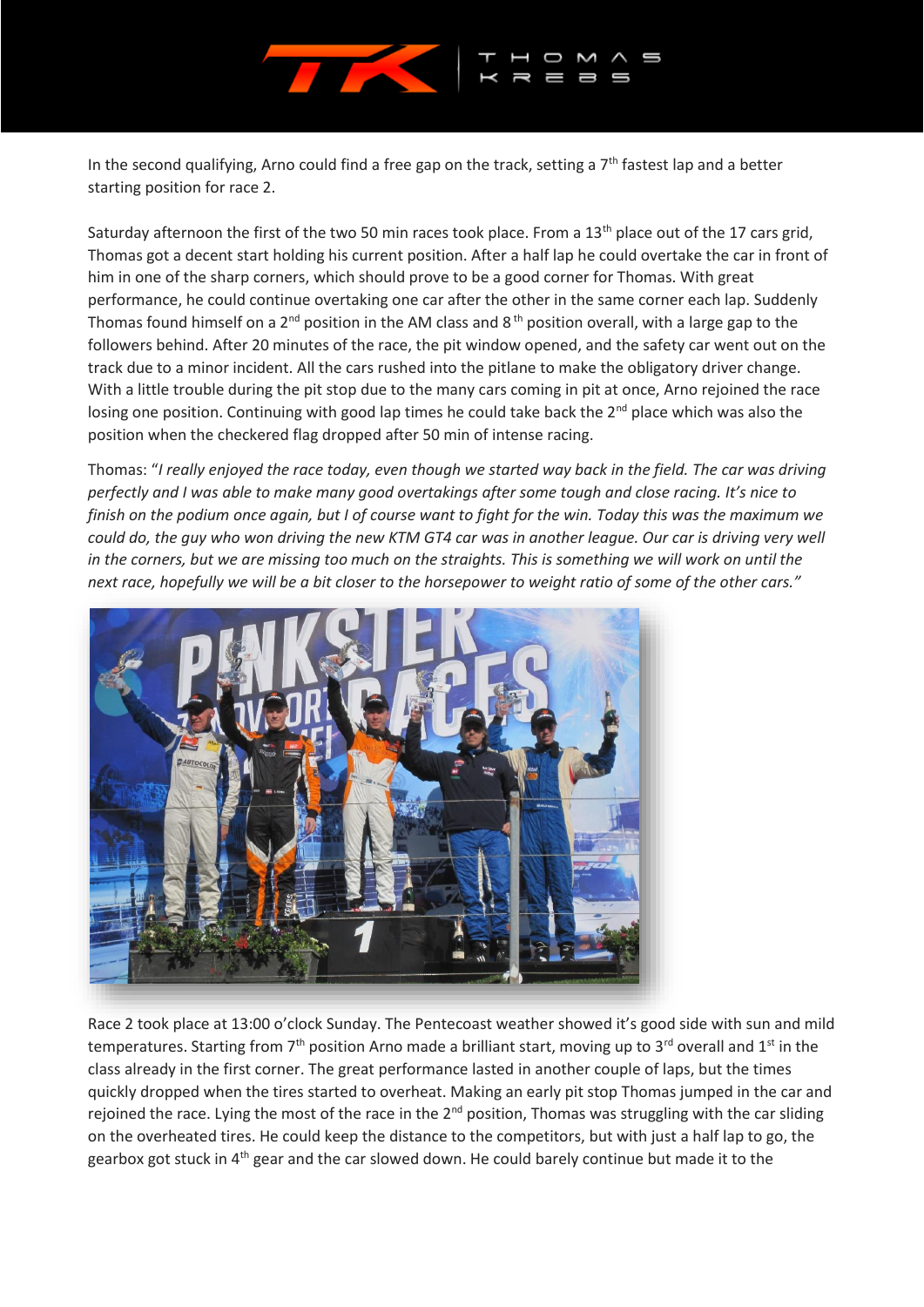In the second qualifying, Arno could find a free gap on the track, setting a 7th fastest lap and a better starting position for race 2.

Saturday afternoon the first of the two 50 min races took place. From a 13th place out of the 17 cars grid, Thomas got a decent start holding his current position. After a half lap he could overtake the car in front of him in one of the sharp corners, which should prove to be a good corner for Thomas. With great performance, he could continue overtaking one car after the other in the same corner each lap. Suddenly Thomas found himself on a 2nd position in the AM class and 8th position overall, with a large gap to the followers behind. After 20 minutes of the race, the pit window opened, and the safety car went out on the track due to a minor incident. All the cars rushed into the pitlane to make the obligatory driver change. With a little trouble during the pit stop due to the many cars coming in pit at once, Arno rejoined the race losing one position. Continuing with good lap times he could take back the 2nd place which was also the position when the checkered flag dropped after 50 min of intense racing.

Thomas: "*I really enjoyed the race today, even though we started way back in the field. The car was driving perfectly and I was able to make many good overtakings after some tough and close racing. It's nice to finish on the podium once again, but I of course want to fight for the win. Today this was the maximum we could do, the guy who won driving the new KTM GT4 car was in another league. Our car is driving very well in the corners, but we are missing too much on the straights. This is something we will work on until the next race, hopefully we will be a bit closer to the horsepower to weight ratio of some of the other cars.*"

Race 2 took place at 13:00 o'clock Sunday. The Pentecoast weather showed it's good side with sun and mild temperatures. Starting from 7th position Arno made a brilliant start, moving up to 3rd overall and 1st in the class already in the first corner. The great performance lasted in another couple of laps, but the times quickly dropped when the tires started to overheat. Making an early pit stop Thomas jumped in the car and rejoined the race. Lying the most of the race in the 2nd position, Thomas was struggling with the car sliding on the overheated tires. He could keep the distance to the competitors, but with just a half lap to go, the gearbox got stuck in 4th gear and the car slowed down. He could barely continue but made it to the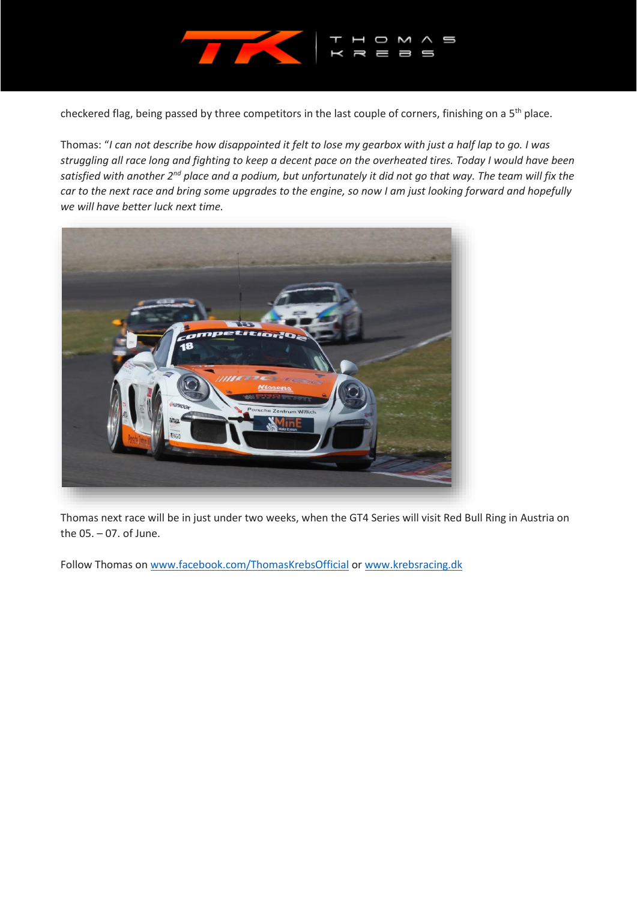checkered flag, being passed by three competitors in the last couple of corners, finishing on a 5th place.

Thomas: "*I can not describe how disappointed it felt to lose my gearbox with just a half lap to go. I was struggling all race long and fighting to keep a decent pace on the overheated tires. Today I would have been satisfied with another 2nd place and a podium, but unfortunately it did not go that way. The team will fix the car to the next race and bring some upgrades to the engine, so now I am just looking forward and hopefully we will have better luck next time.*

Thomas next race will be in just under two weeks, when the GT4 Series will visit Red Bull Ring in Austria on the 05. – 07. of June.

Follow Thomas on [www.facebook.com/ThomasKrebsOfficial](http://www.facebook.com/ThomasKrebsOfficial) or [www.krebsracing.dk](http://www.krebsracing.dk)